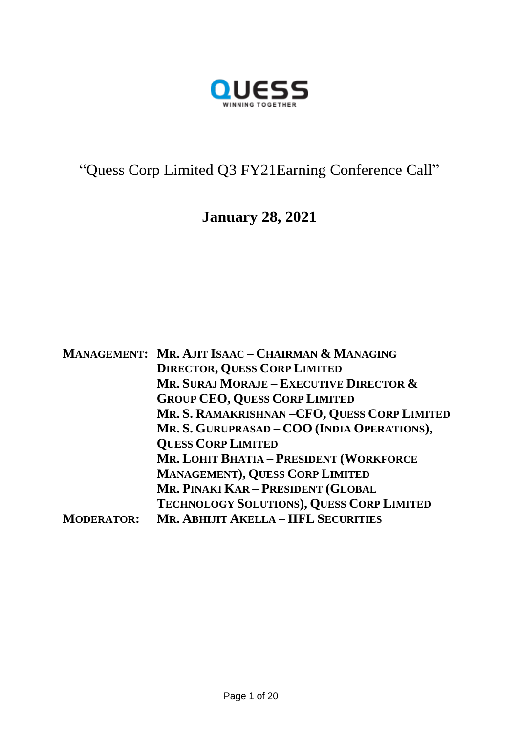QUESS
WINNING TOGETHER

# "Quess Corp Limited Q3 FY21Earning Conference Call"

## January 28, 2021

| | |
|---|---|
| **MANAGEMENT:** | **MR. AJIT ISAAC – CHAIRMAN & MANAGING DIRECTOR, QUESS CORP LIMITED** |
| | **MR. SURAJ MORAJE – EXECUTIVE DIRECTOR & GROUP CEO, QUESS CORP LIMITED** |
| | **MR. S. RAMAKRISHNAN –CFO, QUESS CORP LIMITED** |
| | **MR. S. GURUPRASAD – COO (INDIA OPERATIONS), QUESS CORP LIMITED** |
| | **MR. LOHIT BHATIA – PRESIDENT (WORKFORCE MANAGEMENT), QUESS CORP LIMITED** |
| | **MR. PINAKI KAR – PRESIDENT (GLOBAL TECHNOLOGY SOLUTIONS), QUESS CORP LIMITED** |
| **MODERATOR:** | **MR. ABHIJIT AKELLA – IIFL SECURITIES** |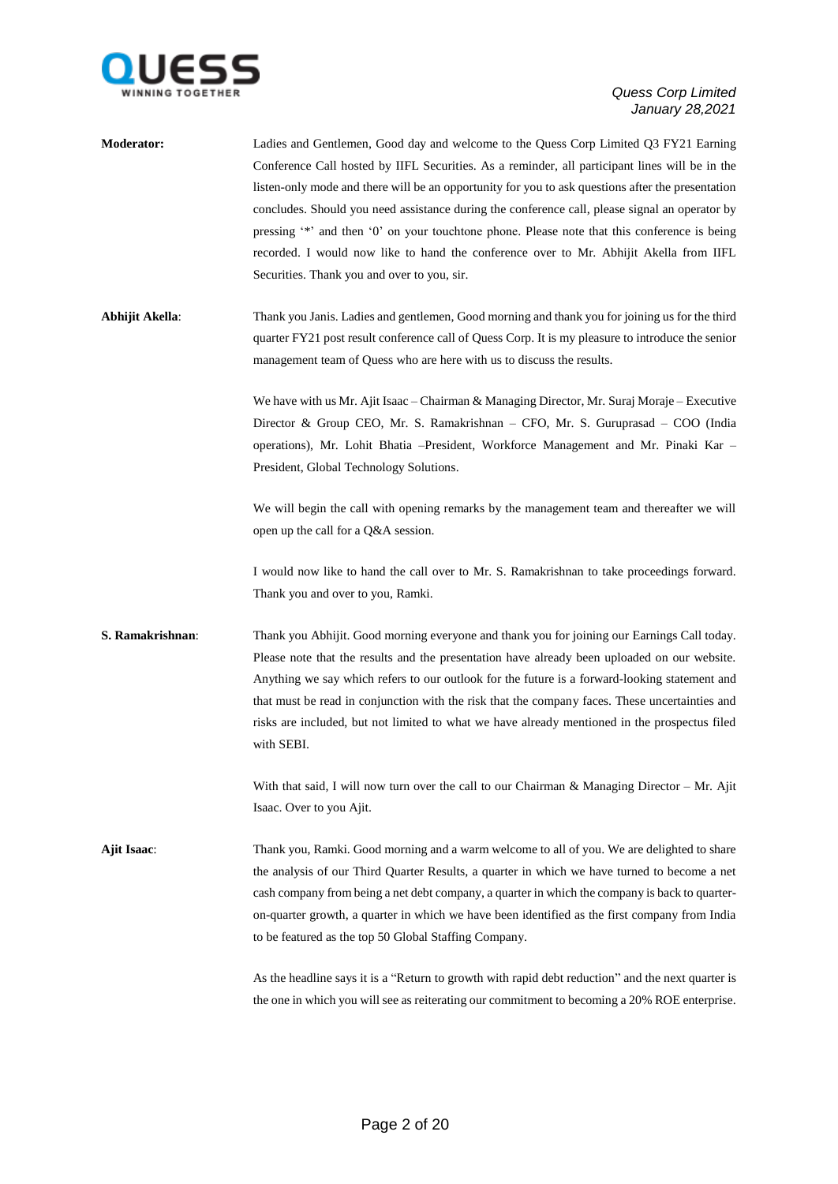**Moderator:** Ladies and Gentlemen, Good day and welcome to the Quess Corp Limited Q3 FY21 Earning Conference Call hosted by IIFL Securities. As a reminder, all participant lines will be in the listen-only mode and there will be an opportunity for you to ask questions after the presentation concludes. Should you need assistance during the conference call, please signal an operator by pressing '*' and then '0' on your touchtone phone. Please note that this conference is being recorded. I would now like to hand the conference over to Mr. Abhijit Akella from IIFL Securities. Thank you and over to you, sir.

**Abhijit Akella**: Thank you Janis. Ladies and gentlemen, Good morning and thank you for joining us for the third quarter FY21 post result conference call of Quess Corp. It is my pleasure to introduce the senior management team of Quess who are here with us to discuss the results.

We have with us Mr. Ajit Isaac – Chairman & Managing Director, Mr. Suraj Moraje – Executive Director & Group CEO, Mr. S. Ramakrishnan – CFO, Mr. S. Guruprasad – COO (India operations), Mr. Lohit Bhatia –President, Workforce Management and Mr. Pinaki Kar – President, Global Technology Solutions.

We will begin the call with opening remarks by the management team and thereafter we will open up the call for a Q&A session.

I would now like to hand the call over to Mr. S. Ramakrishnan to take proceedings forward. Thank you and over to you, Ramki.

**S. Ramakrishnan**: Thank you Abhijit. Good morning everyone and thank you for joining our Earnings Call today. Please note that the results and the presentation have already been uploaded on our website. Anything we say which refers to our outlook for the future is a forward-looking statement and that must be read in conjunction with the risk that the company faces. These uncertainties and risks are included, but not limited to what we have already mentioned in the prospectus filed with SEBI.

With that said, I will now turn over the call to our Chairman & Managing Director – Mr. Ajit Isaac. Over to you Ajit.

**Ajit Isaac**: Thank you, Ramki. Good morning and a warm welcome to all of you. We are delighted to share the analysis of our Third Quarter Results, a quarter in which we have turned to become a net cash company from being a net debt company, a quarter in which the company is back to quarter-on-quarter growth, a quarter in which we have been identified as the first company from India to be featured as the top 50 Global Staffing Company.

As the headline says it is a "Return to growth with rapid debt reduction" and the next quarter is the one in which you will see as reiterating our commitment to becoming a 20% ROE enterprise.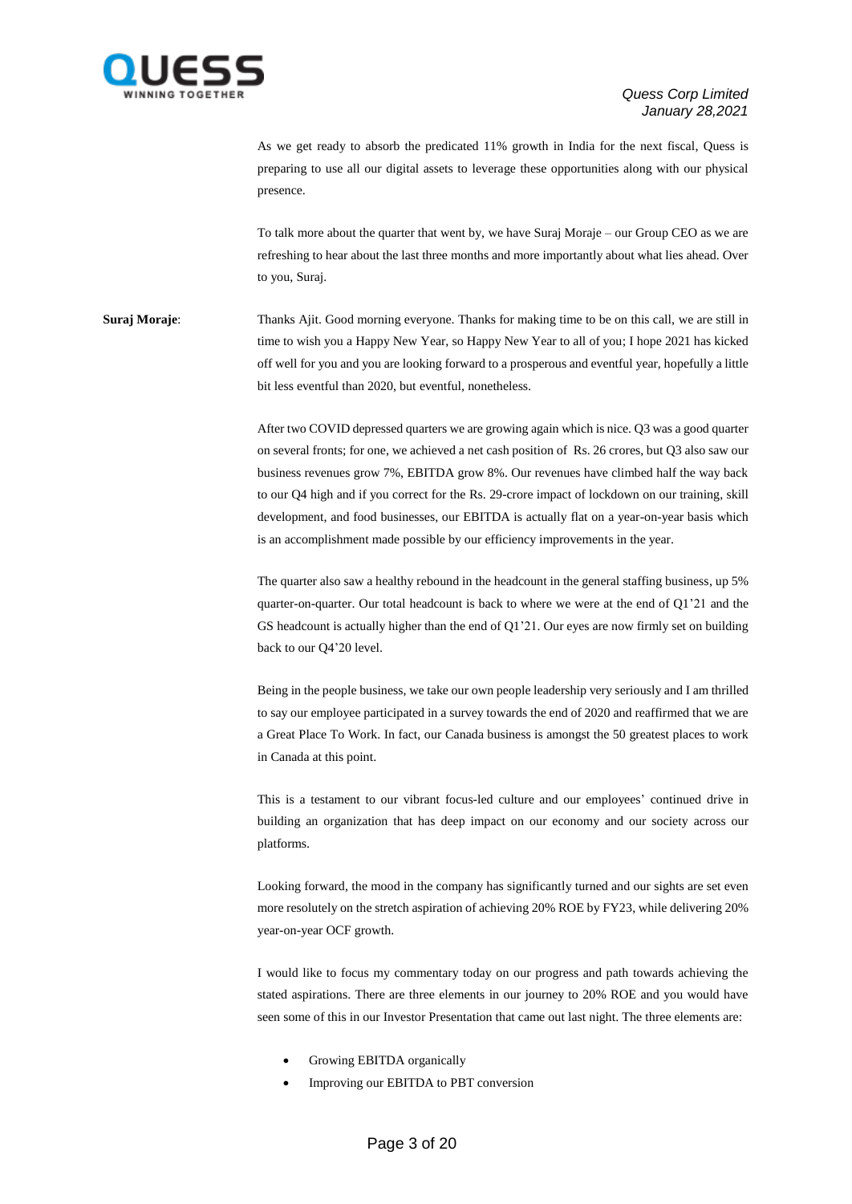As we get ready to absorb the predicated 11% growth in India for the next fiscal, Quess is preparing to use all our digital assets to leverage these opportunities along with our physical presence.

To talk more about the quarter that went by, we have Suraj Moraje – our Group CEO as we are refreshing to hear about the last three months and more importantly about what lies ahead. Over to you, Suraj.

**Suraj Moraje**: Thanks Ajit. Good morning everyone. Thanks for making time to be on this call, we are still in time to wish you a Happy New Year, so Happy New Year to all of you; I hope 2021 has kicked off well for you and you are looking forward to a prosperous and eventful year, hopefully a little bit less eventful than 2020, but eventful, nonetheless.

After two COVID depressed quarters we are growing again which is nice. Q3 was a good quarter on several fronts; for one, we achieved a net cash position of Rs. 26 crores, but Q3 also saw our business revenues grow 7%, EBITDA grow 8%. Our revenues have climbed half the way back to our Q4 high and if you correct for the Rs. 29-crore impact of lockdown on our training, skill development, and food businesses, our EBITDA is actually flat on a year-on-year basis which is an accomplishment made possible by our efficiency improvements in the year.

The quarter also saw a healthy rebound in the headcount in the general staffing business, up 5% quarter-on-quarter. Our total headcount is back to where we were at the end of Q1'21 and the GS headcount is actually higher than the end of Q1'21. Our eyes are now firmly set on building back to our Q4'20 level.

Being in the people business, we take our own people leadership very seriously and I am thrilled to say our employee participated in a survey towards the end of 2020 and reaffirmed that we are a Great Place To Work. In fact, our Canada business is amongst the 50 greatest places to work in Canada at this point.

This is a testament to our vibrant focus-led culture and our employees' continued drive in building an organization that has deep impact on our economy and our society across our platforms.

Looking forward, the mood in the company has significantly turned and our sights are set even more resolutely on the stretch aspiration of achieving 20% ROE by FY23, while delivering 20% year-on-year OCF growth.

I would like to focus my commentary today on our progress and path towards achieving the stated aspirations. There are three elements in our journey to 20% ROE and you would have seen some of this in our Investor Presentation that came out last night. The three elements are:

- Growing EBITDA organically
- Improving our EBITDA to PBT conversion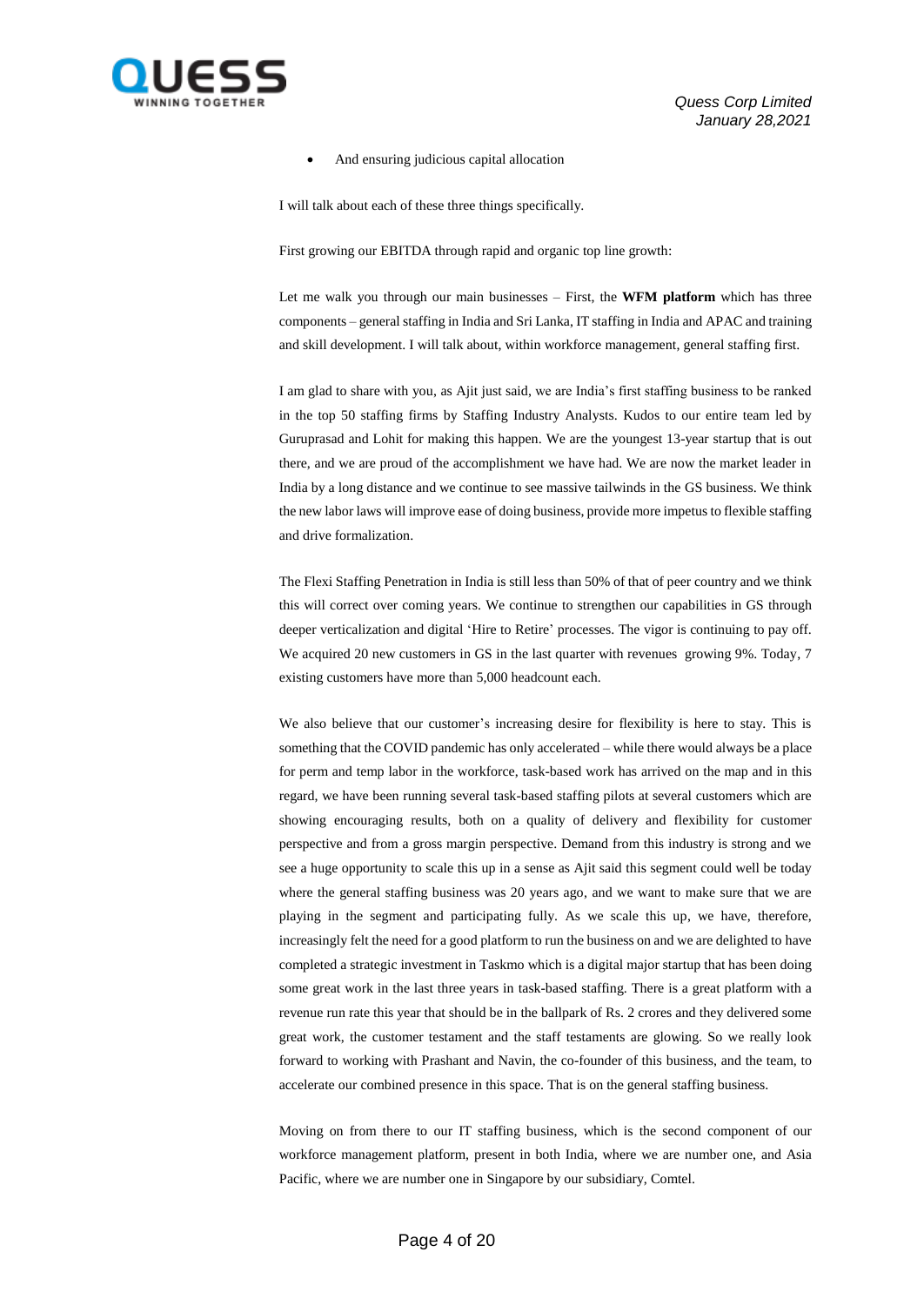- And ensuring judicious capital allocation

I will talk about each of these three things specifically.

First growing our EBITDA through rapid and organic top line growth:

Let me walk you through our main businesses – First, the **WFM platform** which has three components – general staffing in India and Sri Lanka, IT staffing in India and APAC and training and skill development. I will talk about, within workforce management, general staffing first.

I am glad to share with you, as Ajit just said, we are India's first staffing business to be ranked in the top 50 staffing firms by Staffing Industry Analysts. Kudos to our entire team led by Guruprasad and Lohit for making this happen. We are the youngest 13-year startup that is out there, and we are proud of the accomplishment we have had. We are now the market leader in India by a long distance and we continue to see massive tailwinds in the GS business. We think the new labor laws will improve ease of doing business, provide more impetus to flexible staffing and drive formalization.

The Flexi Staffing Penetration in India is still less than 50% of that of peer country and we think this will correct over coming years. We continue to strengthen our capabilities in GS through deeper verticalization and digital 'Hire to Retire' processes. The vigor is continuing to pay off. We acquired 20 new customers in GS in the last quarter with revenues growing 9%. Today, 7 existing customers have more than 5,000 headcount each.

We also believe that our customer's increasing desire for flexibility is here to stay. This is something that the COVID pandemic has only accelerated – while there would always be a place for perm and temp labor in the workforce, task-based work has arrived on the map and in this regard, we have been running several task-based staffing pilots at several customers which are showing encouraging results, both on a quality of delivery and flexibility for customer perspective and from a gross margin perspective. Demand from this industry is strong and we see a huge opportunity to scale this up in a sense as Ajit said this segment could well be today where the general staffing business was 20 years ago, and we want to make sure that we are playing in the segment and participating fully. As we scale this up, we have, therefore, increasingly felt the need for a good platform to run the business on and we are delighted to have completed a strategic investment in Taskmo which is a digital major startup that has been doing some great work in the last three years in task-based staffing. There is a great platform with a revenue run rate this year that should be in the ballpark of Rs. 2 crores and they delivered some great work, the customer testament and the staff testaments are glowing. So we really look forward to working with Prashant and Navin, the co-founder of this business, and the team, to accelerate our combined presence in this space. That is on the general staffing business.

Moving on from there to our IT staffing business, which is the second component of our workforce management platform, present in both India, where we are number one, and Asia Pacific, where we are number one in Singapore by our subsidiary, Comtel.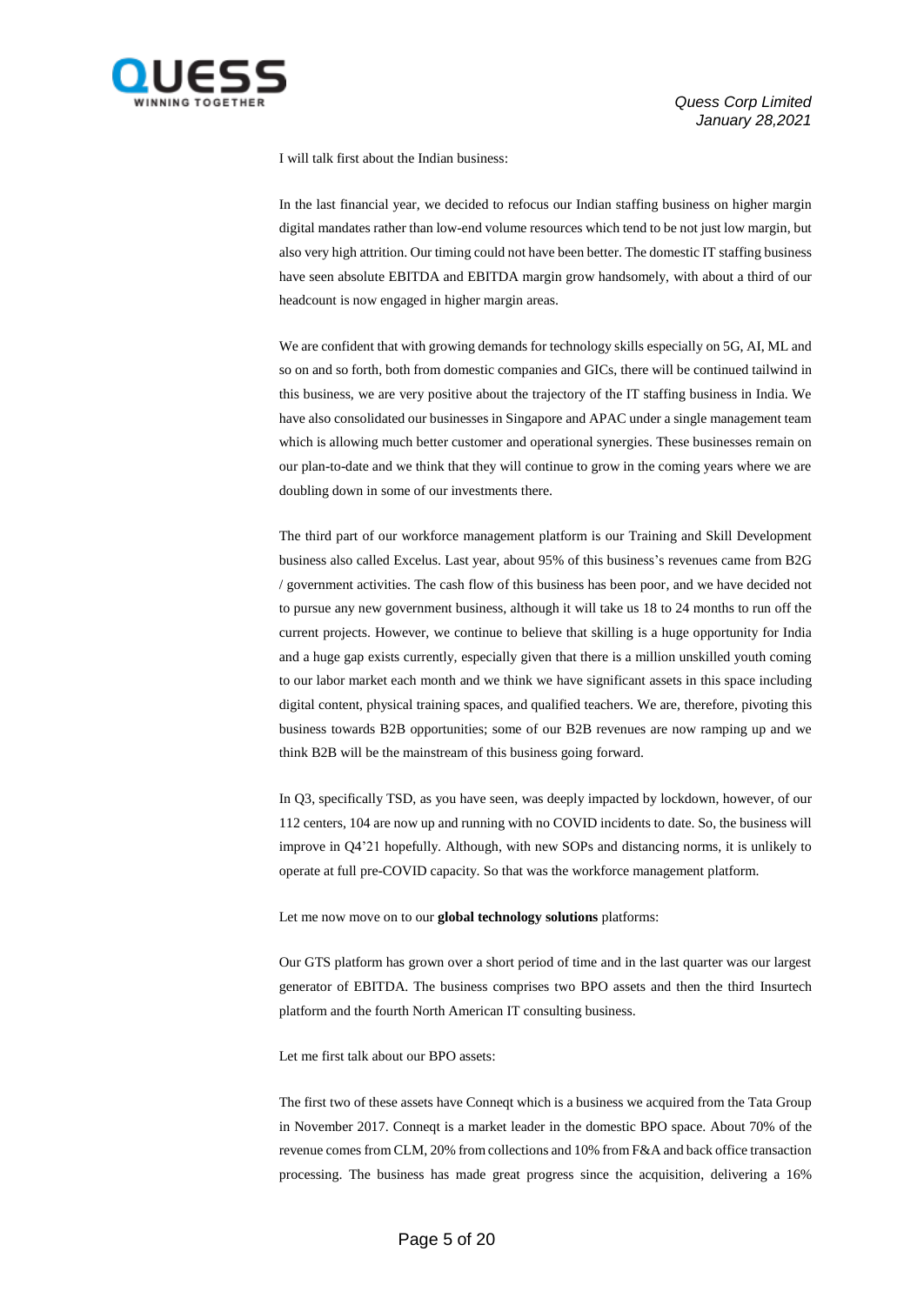I will talk first about the Indian business:

In the last financial year, we decided to refocus our Indian staffing business on higher margin digital mandates rather than low-end volume resources which tend to be not just low margin, but also very high attrition. Our timing could not have been better. The domestic IT staffing business have seen absolute EBITDA and EBITDA margin grow handsomely, with about a third of our headcount is now engaged in higher margin areas.

We are confident that with growing demands for technology skills especially on 5G, AI, ML and so on and so forth, both from domestic companies and GICs, there will be continued tailwind in this business, we are very positive about the trajectory of the IT staffing business in India. We have also consolidated our businesses in Singapore and APAC under a single management team which is allowing much better customer and operational synergies. These businesses remain on our plan-to-date and we think that they will continue to grow in the coming years where we are doubling down in some of our investments there.

The third part of our workforce management platform is our Training and Skill Development business also called Excelus. Last year, about 95% of this business's revenues came from B2G / government activities. The cash flow of this business has been poor, and we have decided not to pursue any new government business, although it will take us 18 to 24 months to run off the current projects. However, we continue to believe that skilling is a huge opportunity for India and a huge gap exists currently, especially given that there is a million unskilled youth coming to our labor market each month and we think we have significant assets in this space including digital content, physical training spaces, and qualified teachers. We are, therefore, pivoting this business towards B2B opportunities; some of our B2B revenues are now ramping up and we think B2B will be the mainstream of this business going forward.

In Q3, specifically TSD, as you have seen, was deeply impacted by lockdown, however, of our 112 centers, 104 are now up and running with no COVID incidents to date. So, the business will improve in Q4'21 hopefully. Although, with new SOPs and distancing norms, it is unlikely to operate at full pre-COVID capacity. So that was the workforce management platform.

Let me now move on to our **global technology solutions** platforms:

Our GTS platform has grown over a short period of time and in the last quarter was our largest generator of EBITDA. The business comprises two BPO assets and then the third Insurtech platform and the fourth North American IT consulting business.

Let me first talk about our BPO assets:

The first two of these assets have Conneqt which is a business we acquired from the Tata Group in November 2017. Conneqt is a market leader in the domestic BPO space. About 70% of the revenue comes from CLM, 20% from collections and 10% from F&A and back office transaction processing. The business has made great progress since the acquisition, delivering a 16%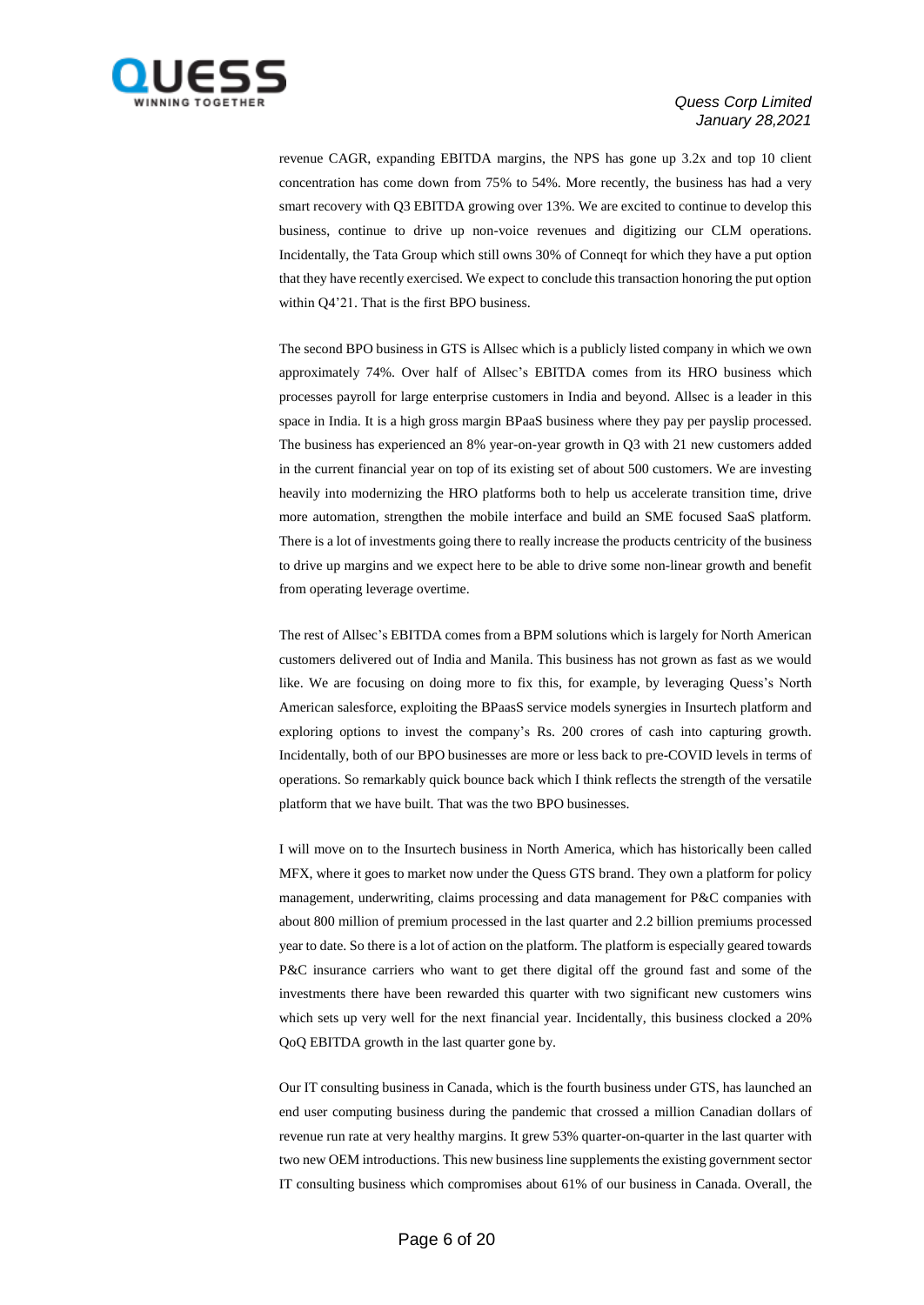revenue CAGR, expanding EBITDA margins, the NPS has gone up 3.2x and top 10 client concentration has come down from 75% to 54%. More recently, the business has had a very smart recovery with Q3 EBITDA growing over 13%. We are excited to continue to develop this business, continue to drive up non-voice revenues and digitizing our CLM operations. Incidentally, the Tata Group which still owns 30% of Conneqt for which they have a put option that they have recently exercised. We expect to conclude this transaction honoring the put option within Q4'21. That is the first BPO business.

The second BPO business in GTS is Allsec which is a publicly listed company in which we own approximately 74%. Over half of Allsec's EBITDA comes from its HRO business which processes payroll for large enterprise customers in India and beyond. Allsec is a leader in this space in India. It is a high gross margin BPaaS business where they pay per payslip processed. The business has experienced an 8% year-on-year growth in Q3 with 21 new customers added in the current financial year on top of its existing set of about 500 customers. We are investing heavily into modernizing the HRO platforms both to help us accelerate transition time, drive more automation, strengthen the mobile interface and build an SME focused SaaS platform. There is a lot of investments going there to really increase the products centricity of the business to drive up margins and we expect here to be able to drive some non-linear growth and benefit from operating leverage overtime.

The rest of Allsec's EBITDA comes from a BPM solutions which is largely for North American customers delivered out of India and Manila. This business has not grown as fast as we would like. We are focusing on doing more to fix this, for example, by leveraging Quess's North American salesforce, exploiting the BPaasS service models synergies in Insurtech platform and exploring options to invest the company's Rs. 200 crores of cash into capturing growth. Incidentally, both of our BPO businesses are more or less back to pre-COVID levels in terms of operations. So remarkably quick bounce back which I think reflects the strength of the versatile platform that we have built. That was the two BPO businesses.

I will move on to the Insurtech business in North America, which has historically been called MFX, where it goes to market now under the Quess GTS brand. They own a platform for policy management, underwriting, claims processing and data management for P&C companies with about 800 million of premium processed in the last quarter and 2.2 billion premiums processed year to date. So there is a lot of action on the platform. The platform is especially geared towards P&C insurance carriers who want to get there digital off the ground fast and some of the investments there have been rewarded this quarter with two significant new customers wins which sets up very well for the next financial year. Incidentally, this business clocked a 20% QoQ EBITDA growth in the last quarter gone by.

Our IT consulting business in Canada, which is the fourth business under GTS, has launched an end user computing business during the pandemic that crossed a million Canadian dollars of revenue run rate at very healthy margins. It grew 53% quarter-on-quarter in the last quarter with two new OEM introductions. This new business line supplements the existing government sector IT consulting business which compromises about 61% of our business in Canada. Overall, the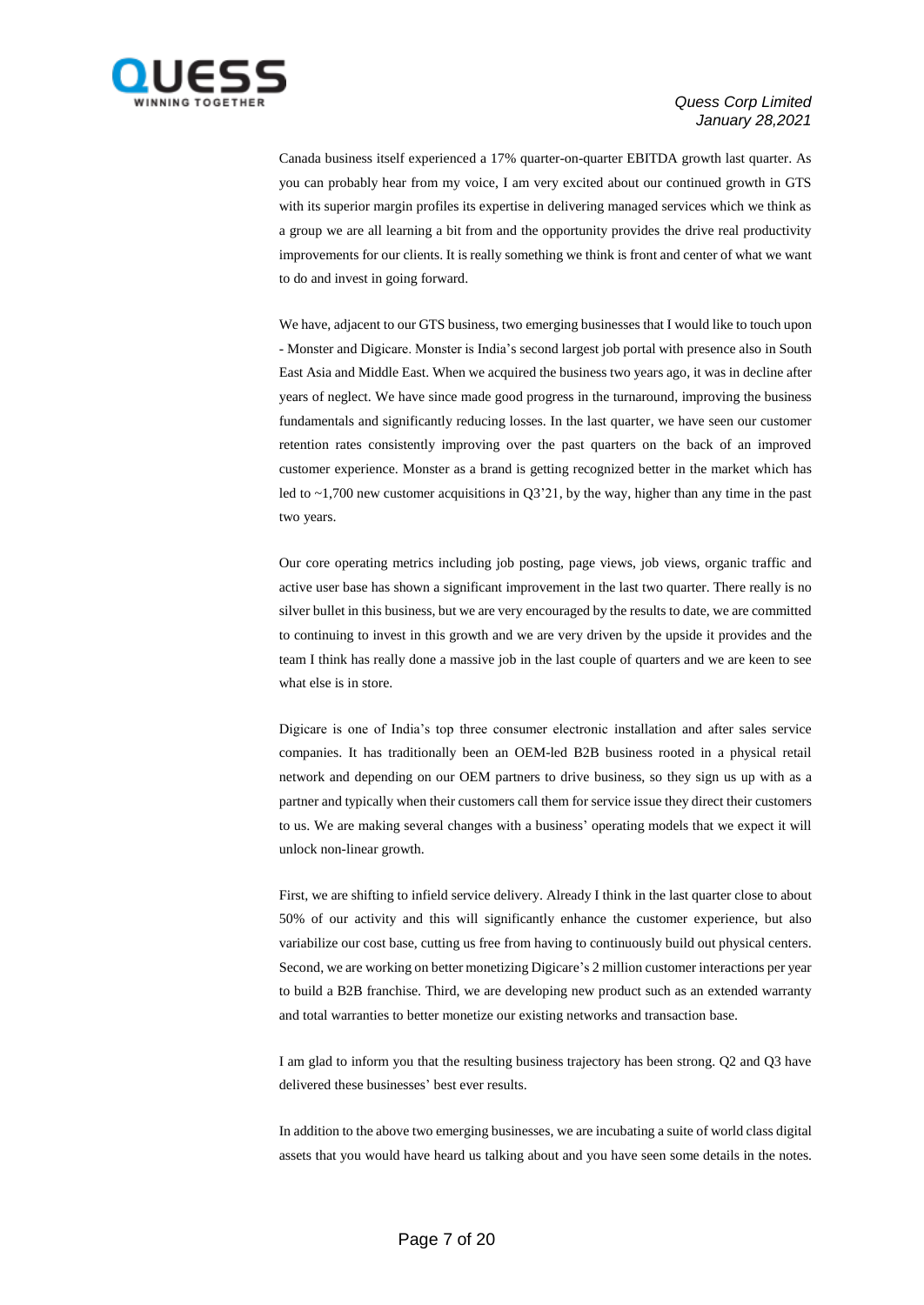Canada business itself experienced a 17% quarter-on-quarter EBITDA growth last quarter. As you can probably hear from my voice, I am very excited about our continued growth in GTS with its superior margin profiles its expertise in delivering managed services which we think as a group we are all learning a bit from and the opportunity provides the drive real productivity improvements for our clients. It is really something we think is front and center of what we want to do and invest in going forward.

We have, adjacent to our GTS business, two emerging businesses that I would like to touch upon - Monster and Digicare. Monster is India's second largest job portal with presence also in South East Asia and Middle East. When we acquired the business two years ago, it was in decline after years of neglect. We have since made good progress in the turnaround, improving the business fundamentals and significantly reducing losses. In the last quarter, we have seen our customer retention rates consistently improving over the past quarters on the back of an improved customer experience. Monster as a brand is getting recognized better in the market which has led to ~1,700 new customer acquisitions in Q3'21, by the way, higher than any time in the past two years.

Our core operating metrics including job posting, page views, job views, organic traffic and active user base has shown a significant improvement in the last two quarter. There really is no silver bullet in this business, but we are very encouraged by the results to date, we are committed to continuing to invest in this growth and we are very driven by the upside it provides and the team I think has really done a massive job in the last couple of quarters and we are keen to see what else is in store.

Digicare is one of India's top three consumer electronic installation and after sales service companies. It has traditionally been an OEM-led B2B business rooted in a physical retail network and depending on our OEM partners to drive business, so they sign us up with as a partner and typically when their customers call them for service issue they direct their customers to us. We are making several changes with a business' operating models that we expect it will unlock non-linear growth.

First, we are shifting to infield service delivery. Already I think in the last quarter close to about 50% of our activity and this will significantly enhance the customer experience, but also variabilize our cost base, cutting us free from having to continuously build out physical centers. Second, we are working on better monetizing Digicare's 2 million customer interactions per year to build a B2B franchise. Third, we are developing new product such as an extended warranty and total warranties to better monetize our existing networks and transaction base.

I am glad to inform you that the resulting business trajectory has been strong. Q2 and Q3 have delivered these businesses' best ever results.

In addition to the above two emerging businesses, we are incubating a suite of world class digital assets that you would have heard us talking about and you have seen some details in the notes.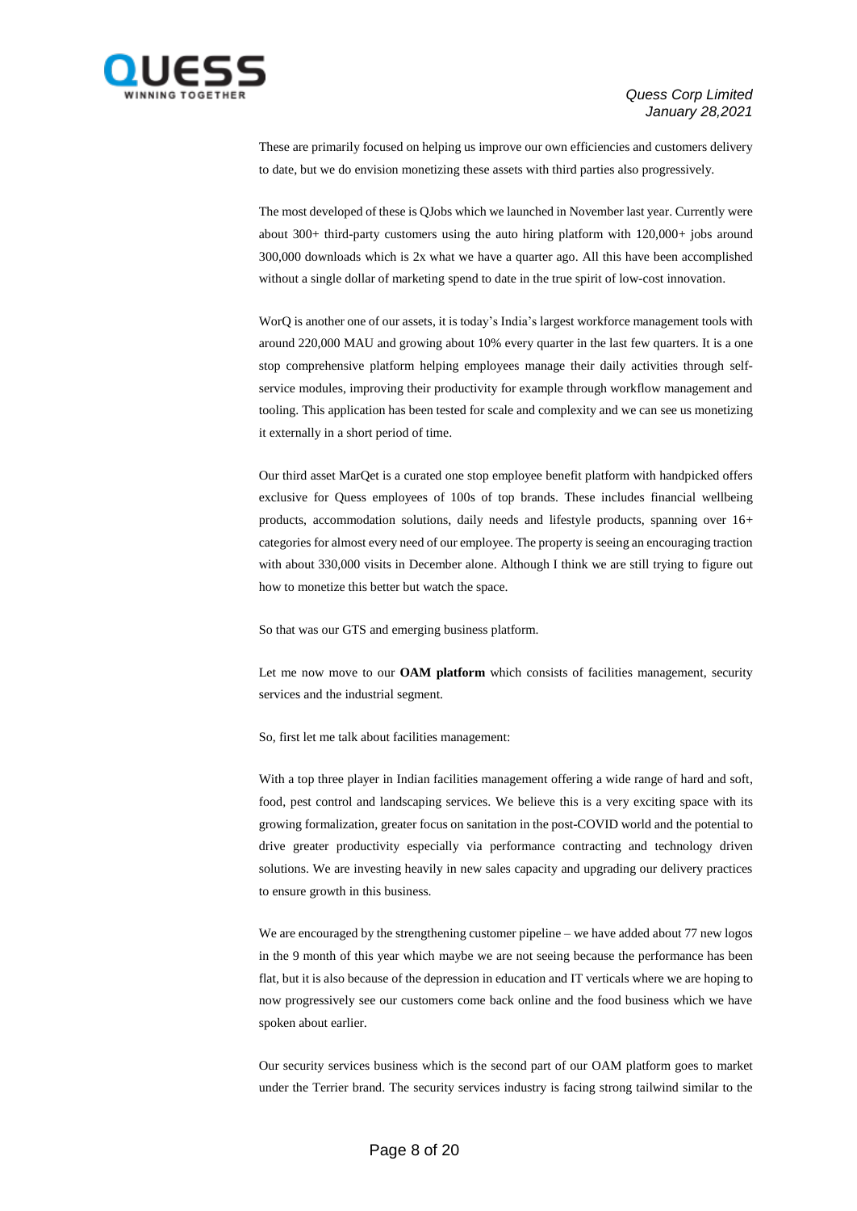These are primarily focused on helping us improve our own efficiencies and customers delivery to date, but we do envision monetizing these assets with third parties also progressively.

The most developed of these is QJobs which we launched in November last year. Currently were about 300+ third-party customers using the auto hiring platform with 120,000+ jobs around 300,000 downloads which is 2x what we have a quarter ago. All this have been accomplished without a single dollar of marketing spend to date in the true spirit of low-cost innovation.

WorQ is another one of our assets, it is today's India's largest workforce management tools with around 220,000 MAU and growing about 10% every quarter in the last few quarters. It is a one stop comprehensive platform helping employees manage their daily activities through self-service modules, improving their productivity for example through workflow management and tooling. This application has been tested for scale and complexity and we can see us monetizing it externally in a short period of time.

Our third asset MarQet is a curated one stop employee benefit platform with handpicked offers exclusive for Quess employees of 100s of top brands. These includes financial wellbeing products, accommodation solutions, daily needs and lifestyle products, spanning over 16+ categories for almost every need of our employee. The property is seeing an encouraging traction with about 330,000 visits in December alone. Although I think we are still trying to figure out how to monetize this better but watch the space.

So that was our GTS and emerging business platform.

Let me now move to our **OAM platform** which consists of facilities management, security services and the industrial segment.

So, first let me talk about facilities management:

With a top three player in Indian facilities management offering a wide range of hard and soft, food, pest control and landscaping services. We believe this is a very exciting space with its growing formalization, greater focus on sanitation in the post-COVID world and the potential to drive greater productivity especially via performance contracting and technology driven solutions. We are investing heavily in new sales capacity and upgrading our delivery practices to ensure growth in this business.

We are encouraged by the strengthening customer pipeline – we have added about 77 new logos in the 9 month of this year which maybe we are not seeing because the performance has been flat, but it is also because of the depression in education and IT verticals where we are hoping to now progressively see our customers come back online and the food business which we have spoken about earlier.

Our security services business which is the second part of our OAM platform goes to market under the Terrier brand. The security services industry is facing strong tailwind similar to the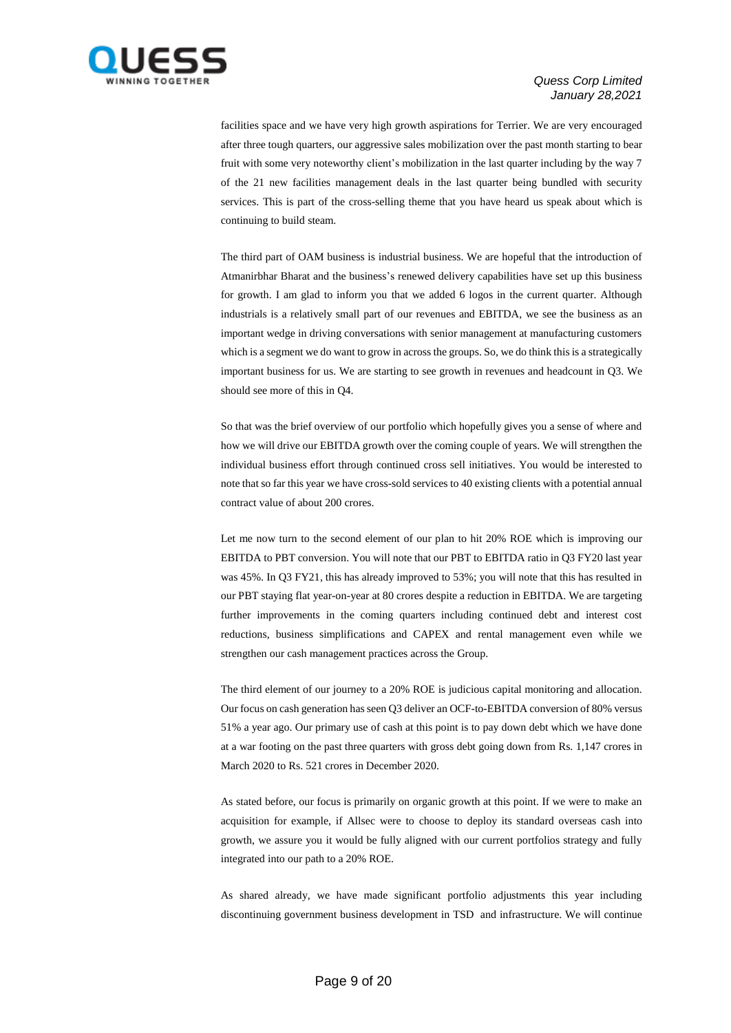facilities space and we have very high growth aspirations for Terrier. We are very encouraged after three tough quarters, our aggressive sales mobilization over the past month starting to bear fruit with some very noteworthy client's mobilization in the last quarter including by the way 7 of the 21 new facilities management deals in the last quarter being bundled with security services. This is part of the cross-selling theme that you have heard us speak about which is continuing to build steam.

The third part of OAM business is industrial business. We are hopeful that the introduction of Atmanirbhar Bharat and the business's renewed delivery capabilities have set up this business for growth. I am glad to inform you that we added 6 logos in the current quarter. Although industrials is a relatively small part of our revenues and EBITDA, we see the business as an important wedge in driving conversations with senior management at manufacturing customers which is a segment we do want to grow in across the groups. So, we do think this is a strategically important business for us. We are starting to see growth in revenues and headcount in Q3. We should see more of this in Q4.

So that was the brief overview of our portfolio which hopefully gives you a sense of where and how we will drive our EBITDA growth over the coming couple of years. We will strengthen the individual business effort through continued cross sell initiatives. You would be interested to note that so far this year we have cross-sold services to 40 existing clients with a potential annual contract value of about 200 crores.

Let me now turn to the second element of our plan to hit 20% ROE which is improving our EBITDA to PBT conversion. You will note that our PBT to EBITDA ratio in Q3 FY20 last year was 45%. In Q3 FY21, this has already improved to 53%; you will note that this has resulted in our PBT staying flat year-on-year at 80 crores despite a reduction in EBITDA. We are targeting further improvements in the coming quarters including continued debt and interest cost reductions, business simplifications and CAPEX and rental management even while we strengthen our cash management practices across the Group.

The third element of our journey to a 20% ROE is judicious capital monitoring and allocation. Our focus on cash generation has seen Q3 deliver an OCF-to-EBITDA conversion of 80% versus 51% a year ago. Our primary use of cash at this point is to pay down debt which we have done at a war footing on the past three quarters with gross debt going down from Rs. 1,147 crores in March 2020 to Rs. 521 crores in December 2020.

As stated before, our focus is primarily on organic growth at this point. If we were to make an acquisition for example, if Allsec were to choose to deploy its standard overseas cash into growth, we assure you it would be fully aligned with our current portfolios strategy and fully integrated into our path to a 20% ROE.

As shared already, we have made significant portfolio adjustments this year including discontinuing government business development in TSD and infrastructure. We will continue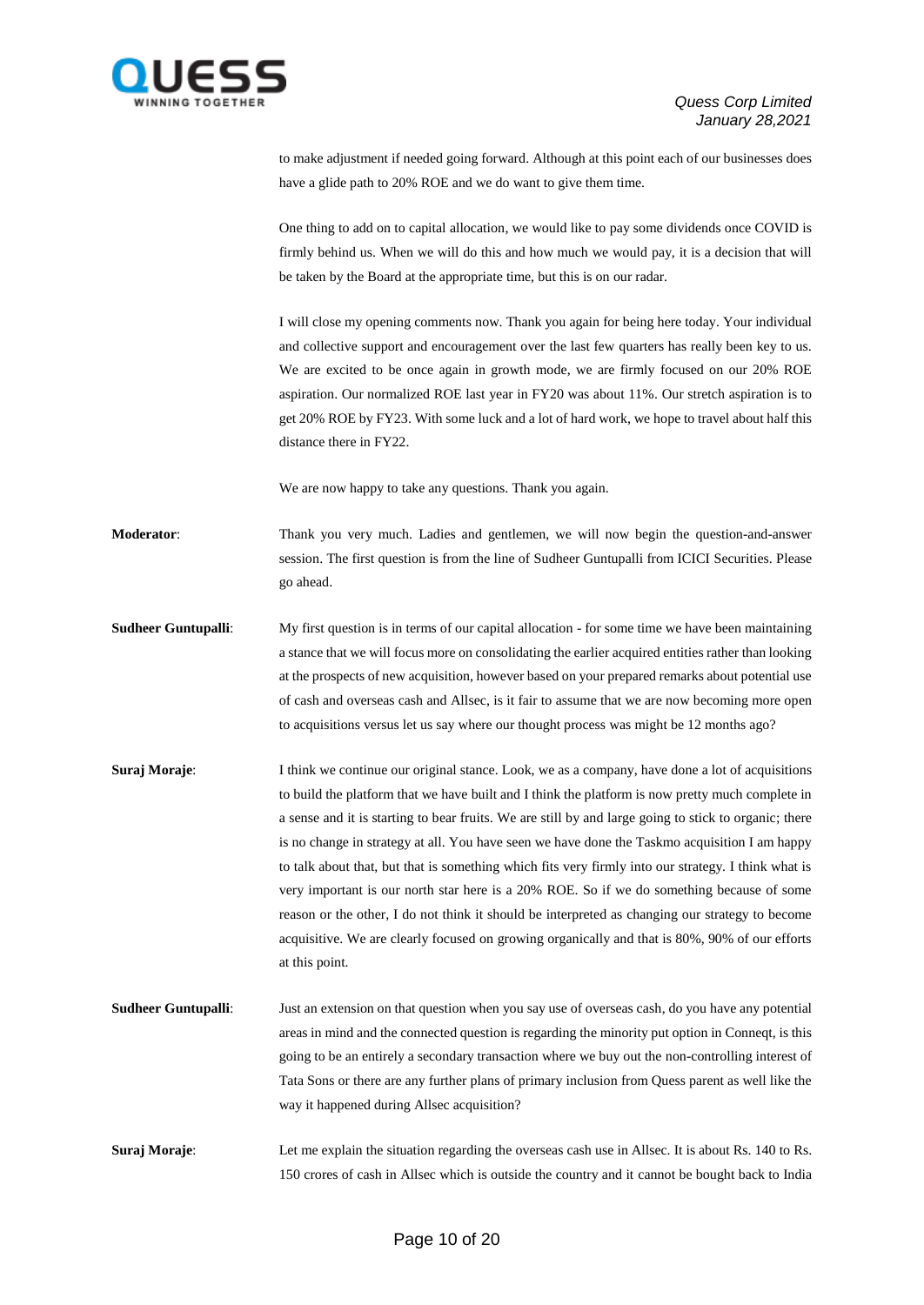to make adjustment if needed going forward. Although at this point each of our businesses does have a glide path to 20% ROE and we do want to give them time.

One thing to add on to capital allocation, we would like to pay some dividends once COVID is firmly behind us. When we will do this and how much we would pay, it is a decision that will be taken by the Board at the appropriate time, but this is on our radar.

I will close my opening comments now. Thank you again for being here today. Your individual and collective support and encouragement over the last few quarters has really been key to us. We are excited to be once again in growth mode, we are firmly focused on our 20% ROE aspiration. Our normalized ROE last year in FY20 was about 11%. Our stretch aspiration is to get 20% ROE by FY23. With some luck and a lot of hard work, we hope to travel about half this distance there in FY22.

We are now happy to take any questions. Thank you again.

**Moderator**: Thank you very much. Ladies and gentlemen, we will now begin the question-and-answer session. The first question is from the line of Sudheer Guntupalli from ICICI Securities. Please go ahead.

**Sudheer Guntupalli**: My first question is in terms of our capital allocation - for some time we have been maintaining a stance that we will focus more on consolidating the earlier acquired entities rather than looking at the prospects of new acquisition, however based on your prepared remarks about potential use of cash and overseas cash and Allsec, is it fair to assume that we are now becoming more open to acquisitions versus let us say where our thought process was might be 12 months ago?

**Suraj Moraje**: I think we continue our original stance. Look, we as a company, have done a lot of acquisitions to build the platform that we have built and I think the platform is now pretty much complete in a sense and it is starting to bear fruits. We are still by and large going to stick to organic; there is no change in strategy at all. You have seen we have done the Taskmo acquisition I am happy to talk about that, but that is something which fits very firmly into our strategy. I think what is very important is our north star here is a 20% ROE. So if we do something because of some reason or the other, I do not think it should be interpreted as changing our strategy to become acquisitive. We are clearly focused on growing organically and that is 80%, 90% of our efforts at this point.

**Sudheer Guntupalli**: Just an extension on that question when you say use of overseas cash, do you have any potential areas in mind and the connected question is regarding the minority put option in Conneqt, is this going to be an entirely a secondary transaction where we buy out the non-controlling interest of Tata Sons or there are any further plans of primary inclusion from Quess parent as well like the way it happened during Allsec acquisition?

**Suraj Moraje**: Let me explain the situation regarding the overseas cash use in Allsec. It is about Rs. 140 to Rs. 150 crores of cash in Allsec which is outside the country and it cannot be bought back to India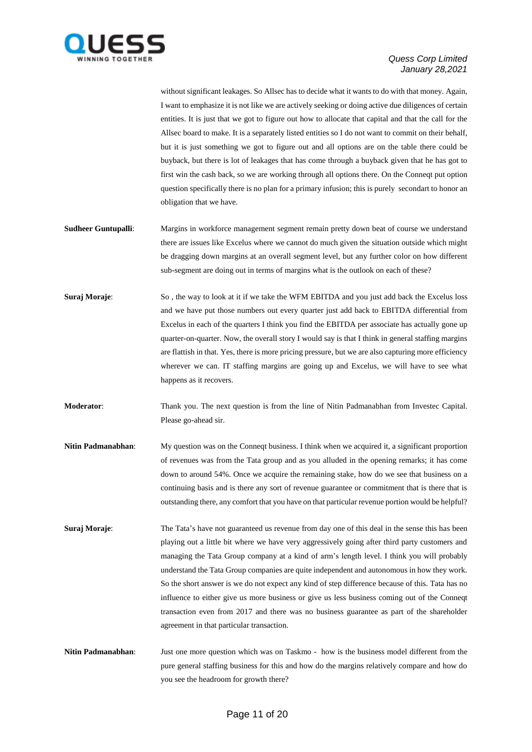without significant leakages. So Allsec has to decide what it wants to do with that money. Again, I want to emphasize it is not like we are actively seeking or doing active due diligences of certain entities. It is just that we got to figure out how to allocate that capital and that the call for the Allsec board to make. It is a separately listed entities so I do not want to commit on their behalf, but it is just something we got to figure out and all options are on the table there could be buyback, but there is lot of leakages that has come through a buyback given that he has got to first win the cash back, so we are working through all options there. On the Conneqt put option question specifically there is no plan for a primary infusion; this is purely secondart to honor an obligation that we have.

**Sudheer Guntupalli**: Margins in workforce management segment remain pretty down beat of course we understand there are issues like Excelus where we cannot do much given the situation outside which might be dragging down margins at an overall segment level, but any further color on how different sub-segment are doing out in terms of margins what is the outlook on each of these?

**Suraj Moraje**: So , the way to look at it if we take the WFM EBITDA and you just add back the Excelus loss and we have put those numbers out every quarter just add back to EBITDA differential from Excelus in each of the quarters I think you find the EBITDA per associate has actually gone up quarter-on-quarter. Now, the overall story I would say is that I think in general staffing margins are flattish in that. Yes, there is more pricing pressure, but we are also capturing more efficiency wherever we can. IT staffing margins are going up and Excelus, we will have to see what happens as it recovers.

**Moderator**: Thank you. The next question is from the line of Nitin Padmanabhan from Investec Capital. Please go-ahead sir.

**Nitin Padmanabhan**: My question was on the Conneqt business. I think when we acquired it, a significant proportion of revenues was from the Tata group and as you alluded in the opening remarks; it has come down to around 54%. Once we acquire the remaining stake, how do we see that business on a continuing basis and is there any sort of revenue guarantee or commitment that is there that is outstanding there, any comfort that you have on that particular revenue portion would be helpful?

**Suraj Moraje**: The Tata's have not guaranteed us revenue from day one of this deal in the sense this has been playing out a little bit where we have very aggressively going after third party customers and managing the Tata Group company at a kind of arm's length level. I think you will probably understand the Tata Group companies are quite independent and autonomous in how they work. So the short answer is we do not expect any kind of step difference because of this. Tata has no influence to either give us more business or give us less business coming out of the Conneqt transaction even from 2017 and there was no business guarantee as part of the shareholder agreement in that particular transaction.

**Nitin Padmanabhan**: Just one more question which was on Taskmo - how is the business model different from the pure general staffing business for this and how do the margins relatively compare and how do you see the headroom for growth there?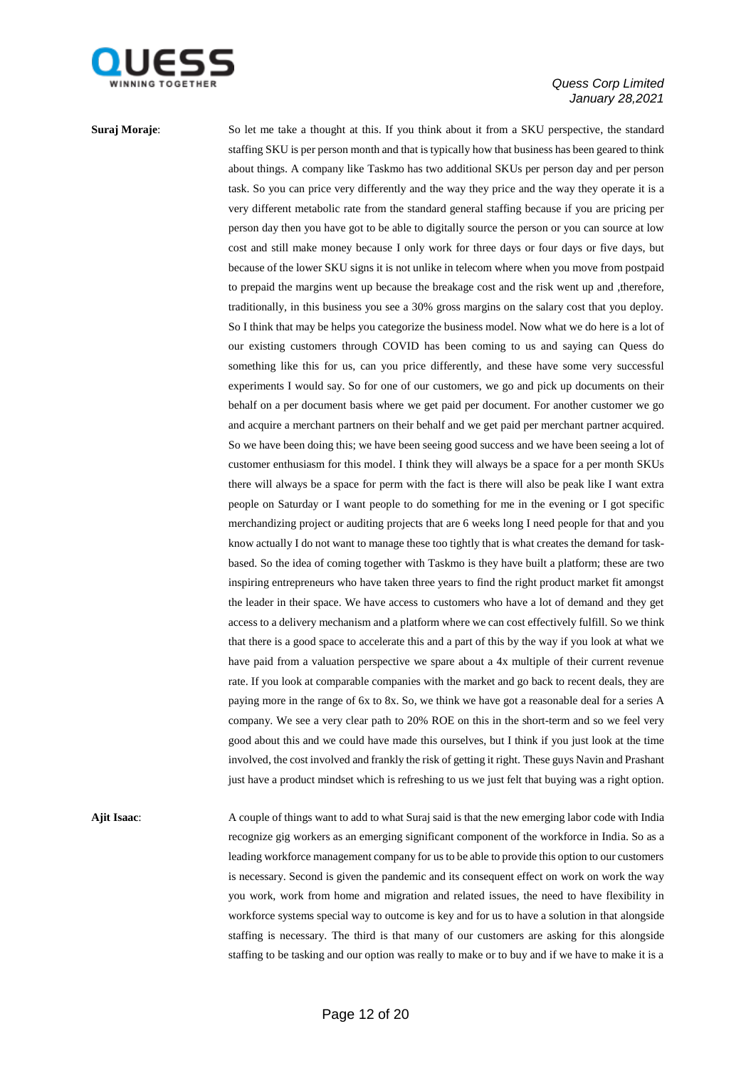**Suraj Moraje**: So let me take a thought at this. If you think about it from a SKU perspective, the standard staffing SKU is per person month and that is typically how that business has been geared to think about things. A company like Taskmo has two additional SKUs per person day and per person task. So you can price very differently and the way they price and the way they operate it is a very different metabolic rate from the standard general staffing because if you are pricing per person day then you have got to be able to digitally source the person or you can source at low cost and still make money because I only work for three days or four days or five days, but because of the lower SKU signs it is not unlike in telecom where when you move from postpaid to prepaid the margins went up because the breakage cost and the risk went up and ,therefore, traditionally, in this business you see a 30% gross margins on the salary cost that you deploy. So I think that may be helps you categorize the business model. Now what we do here is a lot of our existing customers through COVID has been coming to us and saying can Quess do something like this for us, can you price differently, and these have some very successful experiments I would say. So for one of our customers, we go and pick up documents on their behalf on a per document basis where we get paid per document. For another customer we go and acquire a merchant partners on their behalf and we get paid per merchant partner acquired. So we have been doing this; we have been seeing good success and we have been seeing a lot of customer enthusiasm for this model. I think they will always be a space for a per month SKUs there will always be a space for perm with the fact is there will also be peak like I want extra people on Saturday or I want people to do something for me in the evening or I got specific merchandizing project or auditing projects that are 6 weeks long I need people for that and you know actually I do not want to manage these too tightly that is what creates the demand for task-based. So the idea of coming together with Taskmo is they have built a platform; these are two inspiring entrepreneurs who have taken three years to find the right product market fit amongst the leader in their space. We have access to customers who have a lot of demand and they get access to a delivery mechanism and a platform where we can cost effectively fulfill. So we think that there is a good space to accelerate this and a part of this by the way if you look at what we have paid from a valuation perspective we spare about a 4x multiple of their current revenue rate. If you look at comparable companies with the market and go back to recent deals, they are paying more in the range of 6x to 8x. So, we think we have got a reasonable deal for a series A company. We see a very clear path to 20% ROE on this in the short-term and so we feel very good about this and we could have made this ourselves, but I think if you just look at the time involved, the cost involved and frankly the risk of getting it right. These guys Navin and Prashant just have a product mindset which is refreshing to us we just felt that buying was a right option.

**Ajit Isaac**: A couple of things want to add to what Suraj said is that the new emerging labor code with India recognize gig workers as an emerging significant component of the workforce in India. So as a leading workforce management company for us to be able to provide this option to our customers is necessary. Second is given the pandemic and its consequent effect on work on work the way you work, work from home and migration and related issues, the need to have flexibility in workforce systems special way to outcome is key and for us to have a solution in that alongside staffing is necessary. The third is that many of our customers are asking for this alongside staffing to be tasking and our option was really to make or to buy and if we have to make it is a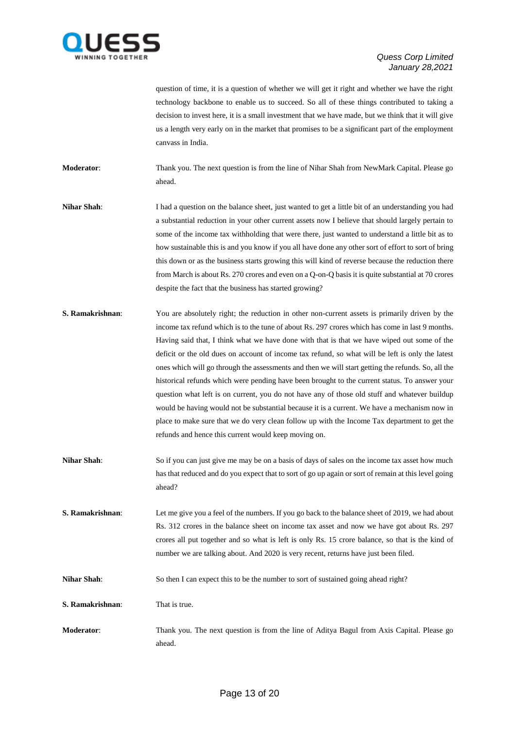question of time, it is a question of whether we will get it right and whether we have the right technology backbone to enable us to succeed. So all of these things contributed to taking a decision to invest here, it is a small investment that we have made, but we think that it will give us a length very early on in the market that promises to be a significant part of the employment canvass in India.

**Moderator**: Thank you. The next question is from the line of Nihar Shah from NewMark Capital. Please go ahead.

**Nihar Shah**: I had a question on the balance sheet, just wanted to get a little bit of an understanding you had a substantial reduction in your other current assets now I believe that should largely pertain to some of the income tax withholding that were there, just wanted to understand a little bit as to how sustainable this is and you know if you all have done any other sort of effort to sort of bring this down or as the business starts growing this will kind of reverse because the reduction there from March is about Rs. 270 crores and even on a Q-on-Q basis it is quite substantial at 70 crores despite the fact that the business has started growing?

**S. Ramakrishnan**: You are absolutely right; the reduction in other non-current assets is primarily driven by the income tax refund which is to the tune of about Rs. 297 crores which has come in last 9 months. Having said that, I think what we have done with that is that we have wiped out some of the deficit or the old dues on account of income tax refund, so what will be left is only the latest ones which will go through the assessments and then we will start getting the refunds. So, all the historical refunds which were pending have been brought to the current status. To answer your question what left is on current, you do not have any of those old stuff and whatever buildup would be having would not be substantial because it is a current. We have a mechanism now in place to make sure that we do very clean follow up with the Income Tax department to get the refunds and hence this current would keep moving on.

**Nihar Shah**: So if you can just give me may be on a basis of days of sales on the income tax asset how much has that reduced and do you expect that to sort of go up again or sort of remain at this level going ahead?

**S. Ramakrishnan**: Let me give you a feel of the numbers. If you go back to the balance sheet of 2019, we had about Rs. 312 crores in the balance sheet on income tax asset and now we have got about Rs. 297 crores all put together and so what is left is only Rs. 15 crore balance, so that is the kind of number we are talking about. And 2020 is very recent, returns have just been filed.

**Nihar Shah**: So then I can expect this to be the number to sort of sustained going ahead right?

**S. Ramakrishnan**: That is true.

**Moderator**: Thank you. The next question is from the line of Aditya Bagul from Axis Capital. Please go ahead.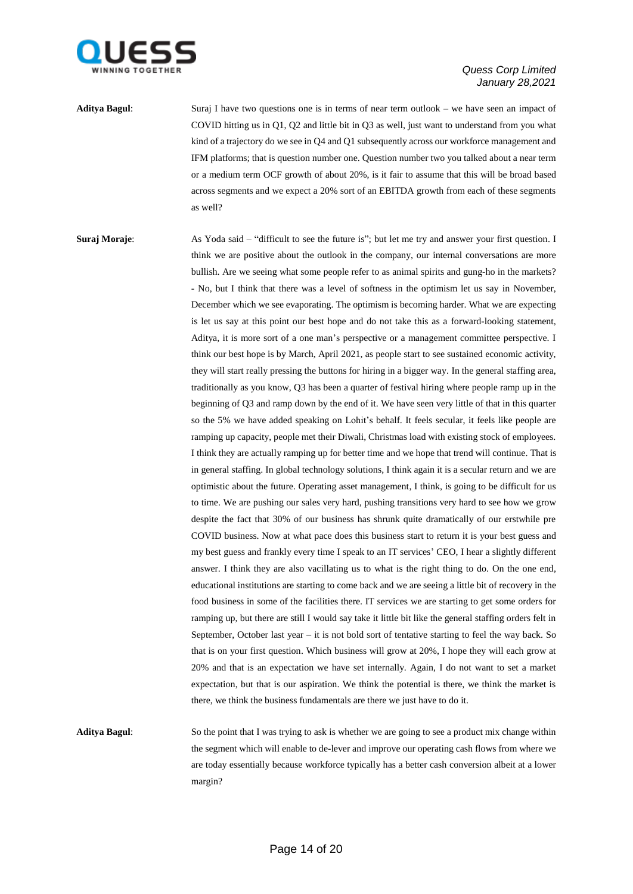**Aditya Bagul**: Suraj I have two questions one is in terms of near term outlook – we have seen an impact of COVID hitting us in Q1, Q2 and little bit in Q3 as well, just want to understand from you what kind of a trajectory do we see in Q4 and Q1 subsequently across our workforce management and IFM platforms; that is question number one. Question number two you talked about a near term or a medium term OCF growth of about 20%, is it fair to assume that this will be broad based across segments and we expect a 20% sort of an EBITDA growth from each of these segments as well?

**Suraj Moraje**: As Yoda said – "difficult to see the future is"; but let me try and answer your first question. I think we are positive about the outlook in the company, our internal conversations are more bullish. Are we seeing what some people refer to as animal spirits and gung-ho in the markets? - No, but I think that there was a level of softness in the optimism let us say in November, December which we see evaporating. The optimism is becoming harder. What we are expecting is let us say at this point our best hope and do not take this as a forward-looking statement, Aditya, it is more sort of a one man's perspective or a management committee perspective. I think our best hope is by March, April 2021, as people start to see sustained economic activity, they will start really pressing the buttons for hiring in a bigger way. In the general staffing area, traditionally as you know, Q3 has been a quarter of festival hiring where people ramp up in the beginning of Q3 and ramp down by the end of it. We have seen very little of that in this quarter so the 5% we have added speaking on Lohit's behalf. It feels secular, it feels like people are ramping up capacity, people met their Diwali, Christmas load with existing stock of employees. I think they are actually ramping up for better time and we hope that trend will continue. That is in general staffing. In global technology solutions, I think again it is a secular return and we are optimistic about the future. Operating asset management, I think, is going to be difficult for us to time. We are pushing our sales very hard, pushing transitions very hard to see how we grow despite the fact that 30% of our business has shrunk quite dramatically of our erstwhile pre COVID business. Now at what pace does this business start to return it is your best guess and my best guess and frankly every time I speak to an IT services' CEO, I hear a slightly different answer. I think they are also vacillating us to what is the right thing to do. On the one end, educational institutions are starting to come back and we are seeing a little bit of recovery in the food business in some of the facilities there. IT services we are starting to get some orders for ramping up, but there are still I would say take it little bit like the general staffing orders felt in September, October last year – it is not bold sort of tentative starting to feel the way back. So that is on your first question. Which business will grow at 20%, I hope they will each grow at 20% and that is an expectation we have set internally. Again, I do not want to set a market expectation, but that is our aspiration. We think the potential is there, we think the market is there, we think the business fundamentals are there we just have to do it.

**Aditya Bagul**: So the point that I was trying to ask is whether we are going to see a product mix change within the segment which will enable to de-lever and improve our operating cash flows from where we are today essentially because workforce typically has a better cash conversion albeit at a lower margin?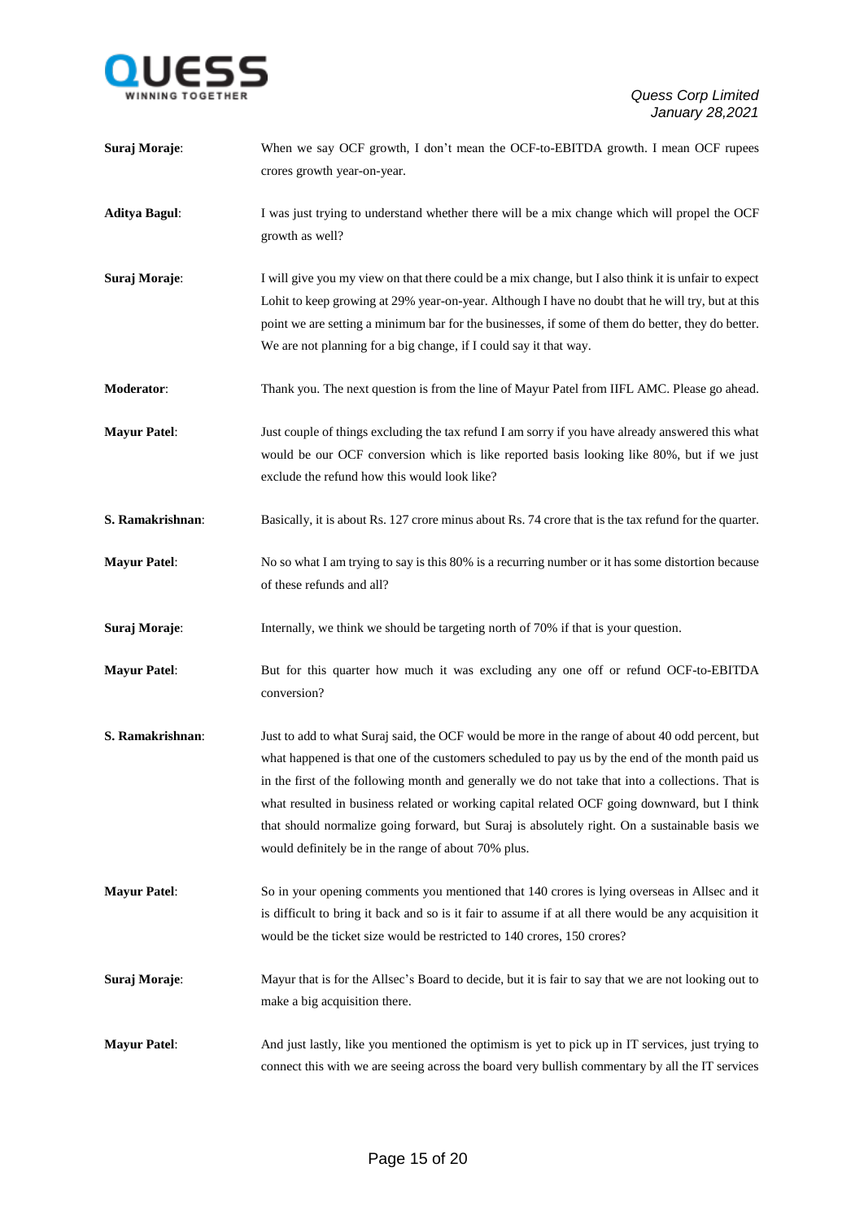**Suraj Moraje**: When we say OCF growth, I don't mean the OCF-to-EBITDA growth. I mean OCF rupees crores growth year-on-year.

**Aditya Bagul**: I was just trying to understand whether there will be a mix change which will propel the OCF growth as well?

**Suraj Moraje**: I will give you my view on that there could be a mix change, but I also think it is unfair to expect Lohit to keep growing at 29% year-on-year. Although I have no doubt that he will try, but at this point we are setting a minimum bar for the businesses, if some of them do better, they do better. We are not planning for a big change, if I could say it that way.

**Moderator**: Thank you. The next question is from the line of Mayur Patel from IIFL AMC. Please go ahead.

**Mayur Patel**: Just couple of things excluding the tax refund I am sorry if you have already answered this what would be our OCF conversion which is like reported basis looking like 80%, but if we just exclude the refund how this would look like?

**S. Ramakrishnan**: Basically, it is about Rs. 127 crore minus about Rs. 74 crore that is the tax refund for the quarter.

**Mayur Patel**: No so what I am trying to say is this 80% is a recurring number or it has some distortion because of these refunds and all?

**Suraj Moraje**: Internally, we think we should be targeting north of 70% if that is your question.

**Mayur Patel**: But for this quarter how much it was excluding any one off or refund OCF-to-EBITDA conversion?

**S. Ramakrishnan**: Just to add to what Suraj said, the OCF would be more in the range of about 40 odd percent, but what happened is that one of the customers scheduled to pay us by the end of the month paid us in the first of the following month and generally we do not take that into a collections. That is what resulted in business related or working capital related OCF going downward, but I think that should normalize going forward, but Suraj is absolutely right. On a sustainable basis we would definitely be in the range of about 70% plus.

**Mayur Patel**: So in your opening comments you mentioned that 140 crores is lying overseas in Allsec and it is difficult to bring it back and so is it fair to assume if at all there would be any acquisition it would be the ticket size would be restricted to 140 crores, 150 crores?

**Suraj Moraje**: Mayur that is for the Allsec's Board to decide, but it is fair to say that we are not looking out to make a big acquisition there.

**Mayur Patel**: And just lastly, like you mentioned the optimism is yet to pick up in IT services, just trying to connect this with we are seeing across the board very bullish commentary by all the IT services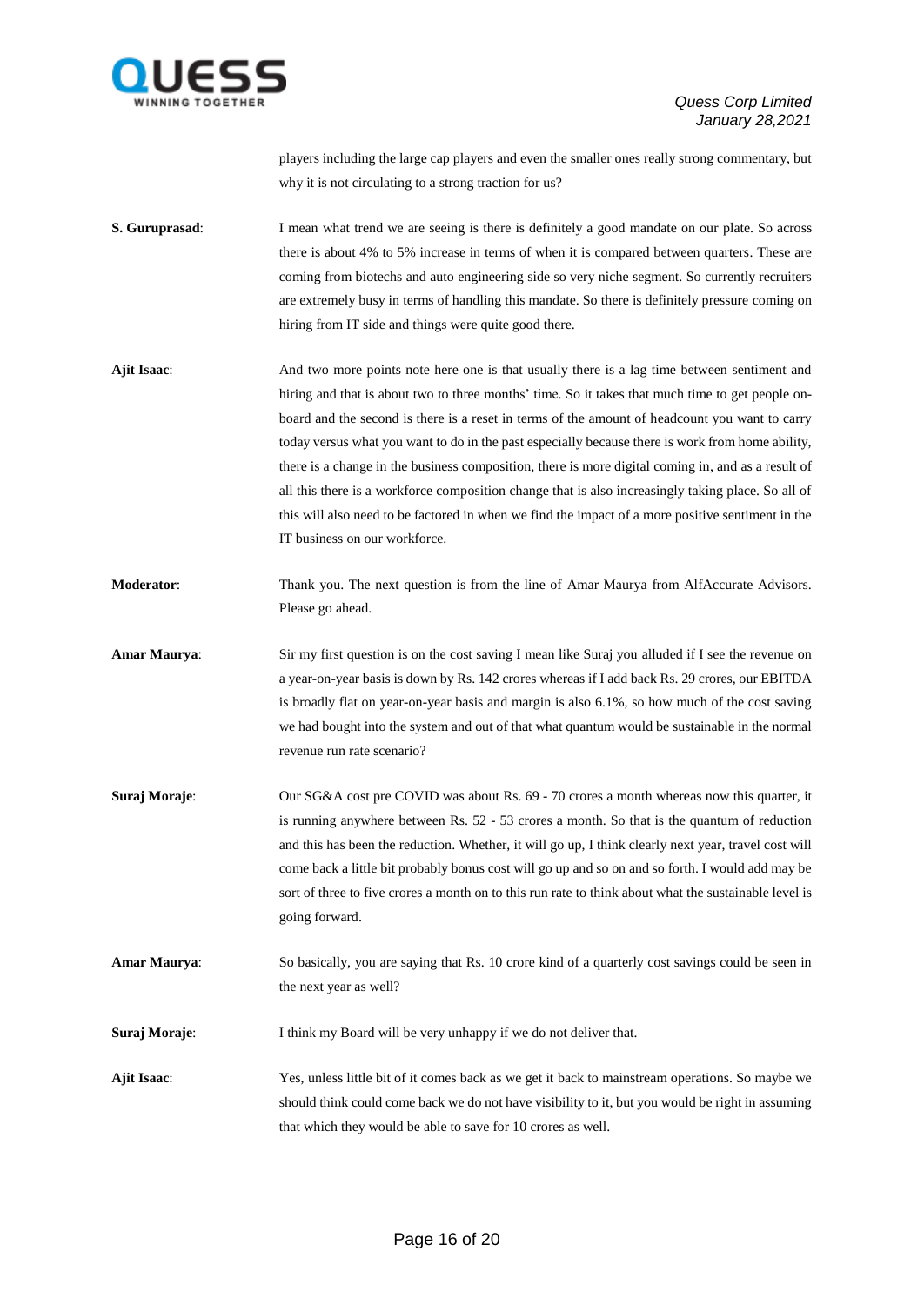players including the large cap players and even the smaller ones really strong commentary, but why it is not circulating to a strong traction for us?

**S. Guruprasad**: I mean what trend we are seeing is there is definitely a good mandate on our plate. So across there is about 4% to 5% increase in terms of when it is compared between quarters. These are coming from biotechs and auto engineering side so very niche segment. So currently recruiters are extremely busy in terms of handling this mandate. So there is definitely pressure coming on hiring from IT side and things were quite good there.

**Ajit Isaac**: And two more points note here one is that usually there is a lag time between sentiment and hiring and that is about two to three months' time. So it takes that much time to get people on-board and the second is there is a reset in terms of the amount of headcount you want to carry today versus what you want to do in the past especially because there is work from home ability, there is a change in the business composition, there is more digital coming in, and as a result of all this there is a workforce composition change that is also increasingly taking place. So all of this will also need to be factored in when we find the impact of a more positive sentiment in the IT business on our workforce.

**Moderator**: Thank you. The next question is from the line of Amar Maurya from AlfAccurate Advisors. Please go ahead.

**Amar Maurya**: Sir my first question is on the cost saving I mean like Suraj you alluded if I see the revenue on a year-on-year basis is down by Rs. 142 crores whereas if I add back Rs. 29 crores, our EBITDA is broadly flat on year-on-year basis and margin is also 6.1%, so how much of the cost saving we had bought into the system and out of that what quantum would be sustainable in the normal revenue run rate scenario?

**Suraj Moraje**: Our SG&A cost pre COVID was about Rs. 69 - 70 crores a month whereas now this quarter, it is running anywhere between Rs. 52 - 53 crores a month. So that is the quantum of reduction and this has been the reduction. Whether, it will go up, I think clearly next year, travel cost will come back a little bit probably bonus cost will go up and so on and so forth. I would add may be sort of three to five crores a month on to this run rate to think about what the sustainable level is going forward.

**Amar Maurya**: So basically, you are saying that Rs. 10 crore kind of a quarterly cost savings could be seen in the next year as well?

**Suraj Moraje**: I think my Board will be very unhappy if we do not deliver that.

**Ajit Isaac**: Yes, unless little bit of it comes back as we get it back to mainstream operations. So maybe we should think could come back we do not have visibility to it, but you would be right in assuming that which they would be able to save for 10 crores as well.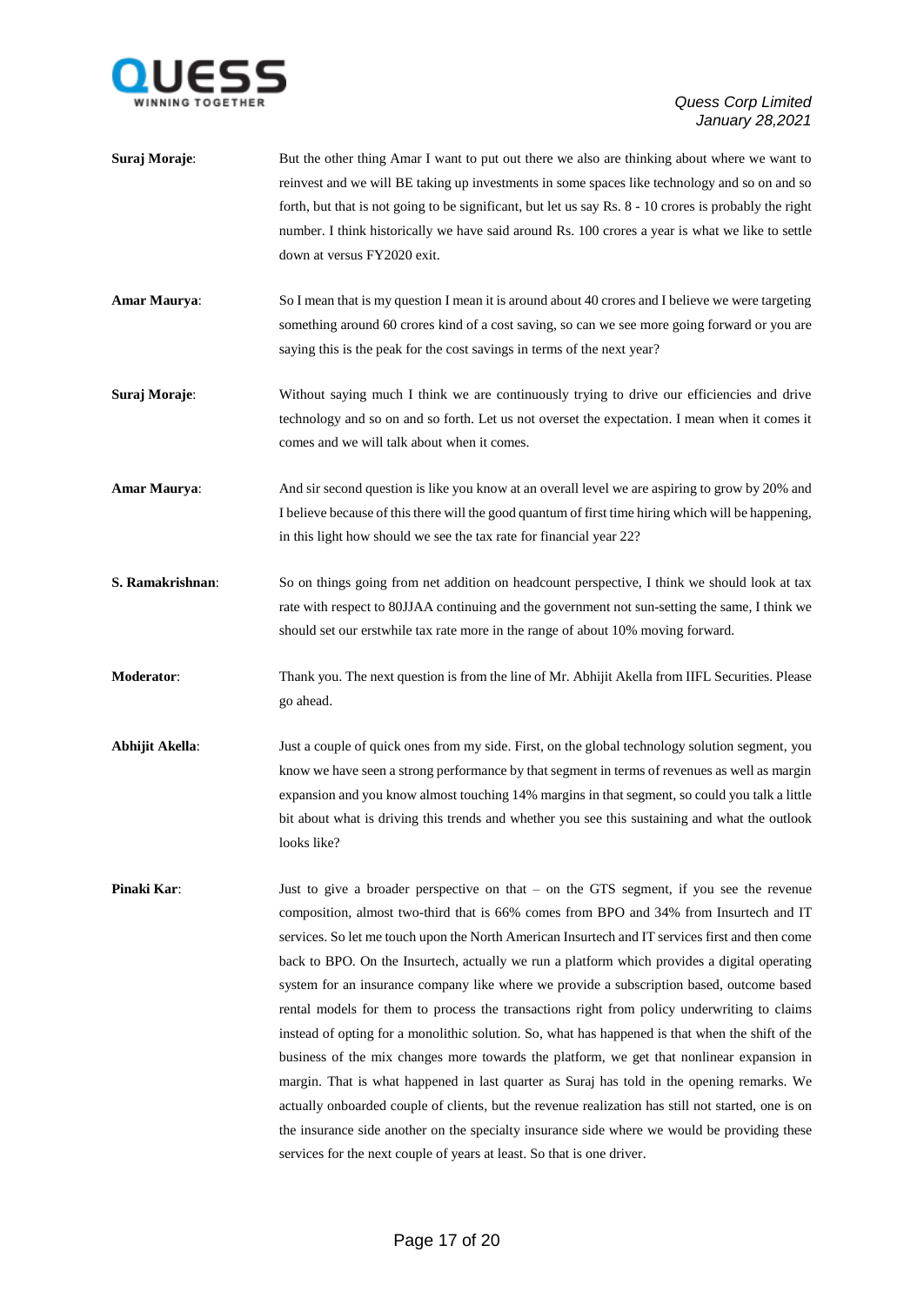**Suraj Moraje**: But the other thing Amar I want to put out there we also are thinking about where we want to reinvest and we will BE taking up investments in some spaces like technology and so on and so forth, but that is not going to be significant, but let us say Rs. 8 - 10 crores is probably the right number. I think historically we have said around Rs. 100 crores a year is what we like to settle down at versus FY2020 exit.

**Amar Maurya**: So I mean that is my question I mean it is around about 40 crores and I believe we were targeting something around 60 crores kind of a cost saving, so can we see more going forward or you are saying this is the peak for the cost savings in terms of the next year?

**Suraj Moraje**: Without saying much I think we are continuously trying to drive our efficiencies and drive technology and so on and so forth. Let us not overset the expectation. I mean when it comes it comes and we will talk about when it comes.

**Amar Maurya**: And sir second question is like you know at an overall level we are aspiring to grow by 20% and I believe because of this there will the good quantum of first time hiring which will be happening, in this light how should we see the tax rate for financial year 22?

**S. Ramakrishnan**: So on things going from net addition on headcount perspective, I think we should look at tax rate with respect to 80JJAA continuing and the government not sun-setting the same, I think we should set our erstwhile tax rate more in the range of about 10% moving forward.

**Moderator**: Thank you. The next question is from the line of Mr. Abhijit Akella from IIFL Securities. Please go ahead.

**Abhijit Akella**: Just a couple of quick ones from my side. First, on the global technology solution segment, you know we have seen a strong performance by that segment in terms of revenues as well as margin expansion and you know almost touching 14% margins in that segment, so could you talk a little bit about what is driving this trends and whether you see this sustaining and what the outlook looks like?

**Pinaki Kar**: Just to give a broader perspective on that – on the GTS segment, if you see the revenue composition, almost two-third that is 66% comes from BPO and 34% from Insurtech and IT services. So let me touch upon the North American Insurtech and IT services first and then come back to BPO. On the Insurtech, actually we run a platform which provides a digital operating system for an insurance company like where we provide a subscription based, outcome based rental models for them to process the transactions right from policy underwriting to claims instead of opting for a monolithic solution. So, what has happened is that when the shift of the business of the mix changes more towards the platform, we get that nonlinear expansion in margin. That is what happened in last quarter as Suraj has told in the opening remarks. We actually onboarded couple of clients, but the revenue realization has still not started, one is on the insurance side another on the specialty insurance side where we would be providing these services for the next couple of years at least. So that is one driver.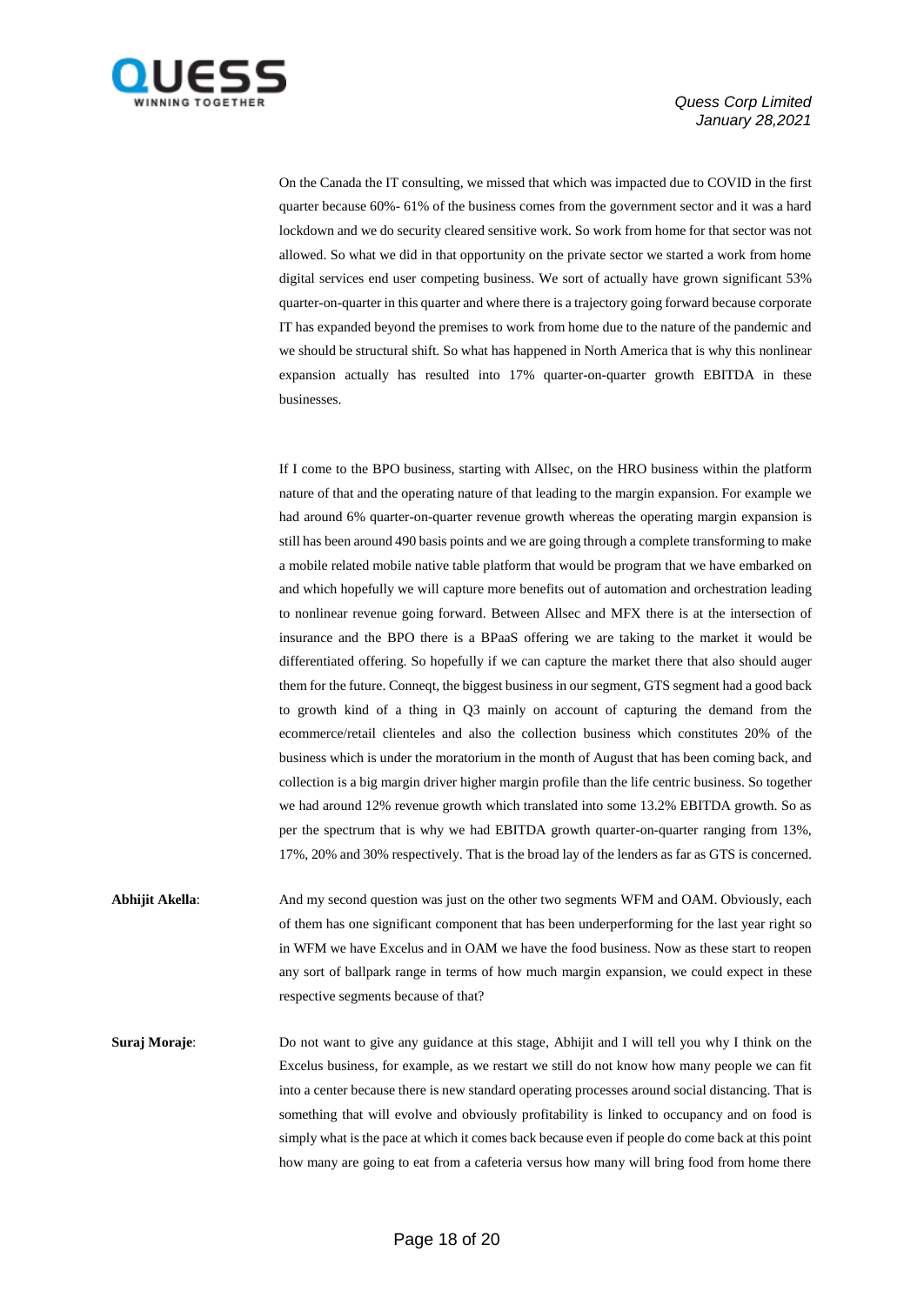On the Canada the IT consulting, we missed that which was impacted due to COVID in the first quarter because 60%- 61% of the business comes from the government sector and it was a hard lockdown and we do security cleared sensitive work. So work from home for that sector was not allowed. So what we did in that opportunity on the private sector we started a work from home digital services end user competing business. We sort of actually have grown significant 53% quarter-on-quarter in this quarter and where there is a trajectory going forward because corporate IT has expanded beyond the premises to work from home due to the nature of the pandemic and we should be structural shift. So what has happened in North America that is why this nonlinear expansion actually has resulted into 17% quarter-on-quarter growth EBITDA in these businesses.

If I come to the BPO business, starting with Allsec, on the HRO business within the platform nature of that and the operating nature of that leading to the margin expansion. For example we had around 6% quarter-on-quarter revenue growth whereas the operating margin expansion is still has been around 490 basis points and we are going through a complete transforming to make a mobile related mobile native table platform that would be program that we have embarked on and which hopefully we will capture more benefits out of automation and orchestration leading to nonlinear revenue going forward. Between Allsec and MFX there is at the intersection of insurance and the BPO there is a BPaaS offering we are taking to the market it would be differentiated offering. So hopefully if we can capture the market there that also should auger them for the future. Conneqt, the biggest business in our segment, GTS segment had a good back to growth kind of a thing in Q3 mainly on account of capturing the demand from the ecommerce/retail clienteles and also the collection business which constitutes 20% of the business which is under the moratorium in the month of August that has been coming back, and collection is a big margin driver higher margin profile than the life centric business. So together we had around 12% revenue growth which translated into some 13.2% EBITDA growth. So as per the spectrum that is why we had EBITDA growth quarter-on-quarter ranging from 13%, 17%, 20% and 30% respectively. That is the broad lay of the lenders as far as GTS is concerned.

**Abhijit Akella**: And my second question was just on the other two segments WFM and OAM. Obviously, each of them has one significant component that has been underperforming for the last year right so in WFM we have Excelus and in OAM we have the food business. Now as these start to reopen any sort of ballpark range in terms of how much margin expansion, we could expect in these respective segments because of that?

**Suraj Moraje**: Do not want to give any guidance at this stage, Abhijit and I will tell you why I think on the Excelus business, for example, as we restart we still do not know how many people we can fit into a center because there is new standard operating processes around social distancing. That is something that will evolve and obviously profitability is linked to occupancy and on food is simply what is the pace at which it comes back because even if people do come back at this point how many are going to eat from a cafeteria versus how many will bring food from home there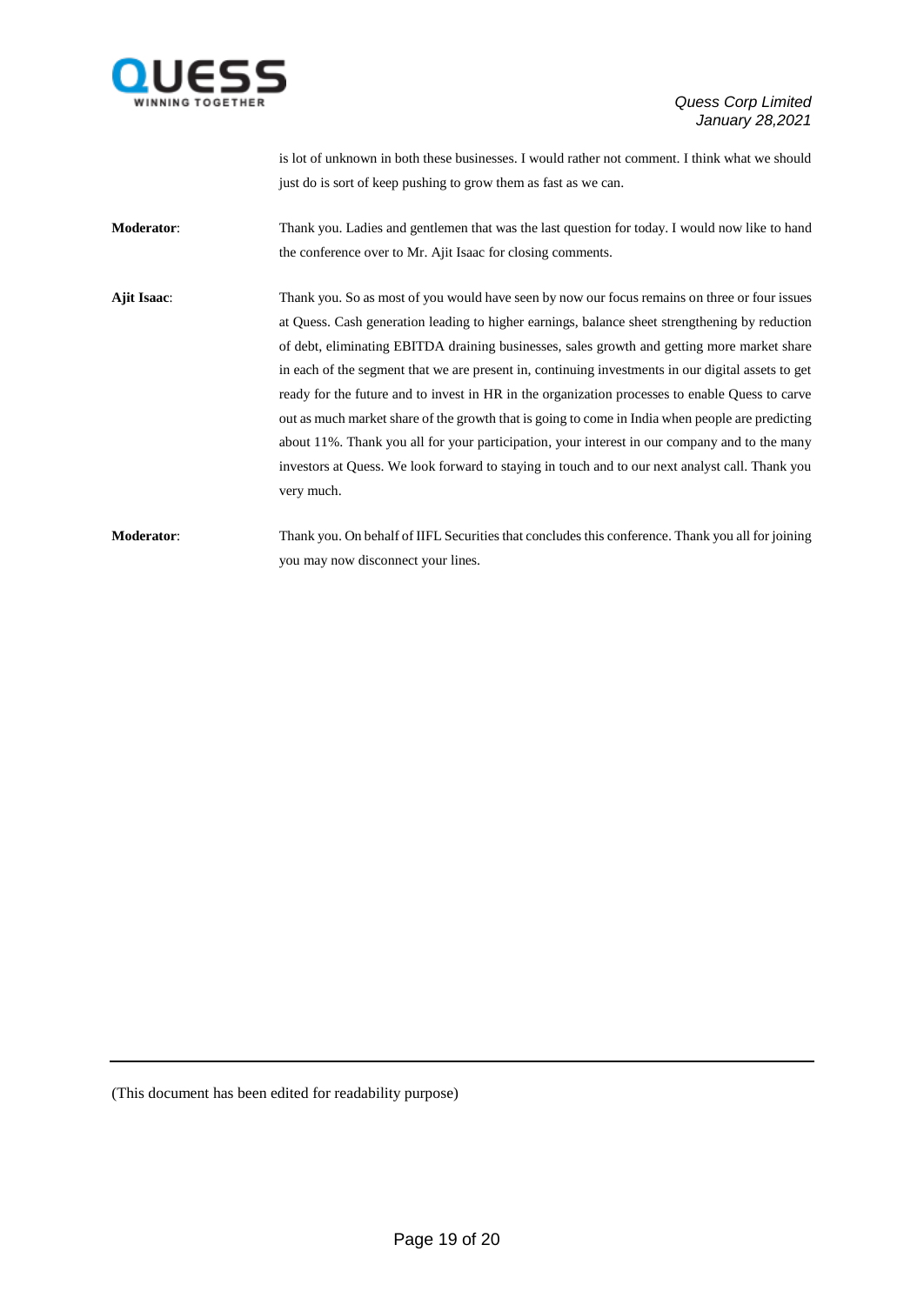is lot of unknown in both these businesses. I would rather not comment. I think what we should just do is sort of keep pushing to grow them as fast as we can.

**Moderator**: Thank you. Ladies and gentlemen that was the last question for today. I would now like to hand the conference over to Mr. Ajit Isaac for closing comments.

**Ajit Isaac**: Thank you. So as most of you would have seen by now our focus remains on three or four issues at Quess. Cash generation leading to higher earnings, balance sheet strengthening by reduction of debt, eliminating EBITDA draining businesses, sales growth and getting more market share in each of the segment that we are present in, continuing investments in our digital assets to get ready for the future and to invest in HR in the organization processes to enable Quess to carve out as much market share of the growth that is going to come in India when people are predicting about 11%. Thank you all for your participation, your interest in our company and to the many investors at Quess. We look forward to staying in touch and to our next analyst call. Thank you very much.

**Moderator**: Thank you. On behalf of IIFL Securities that concludes this conference. Thank you all for joining you may now disconnect your lines.

(This document has been edited for readability purpose)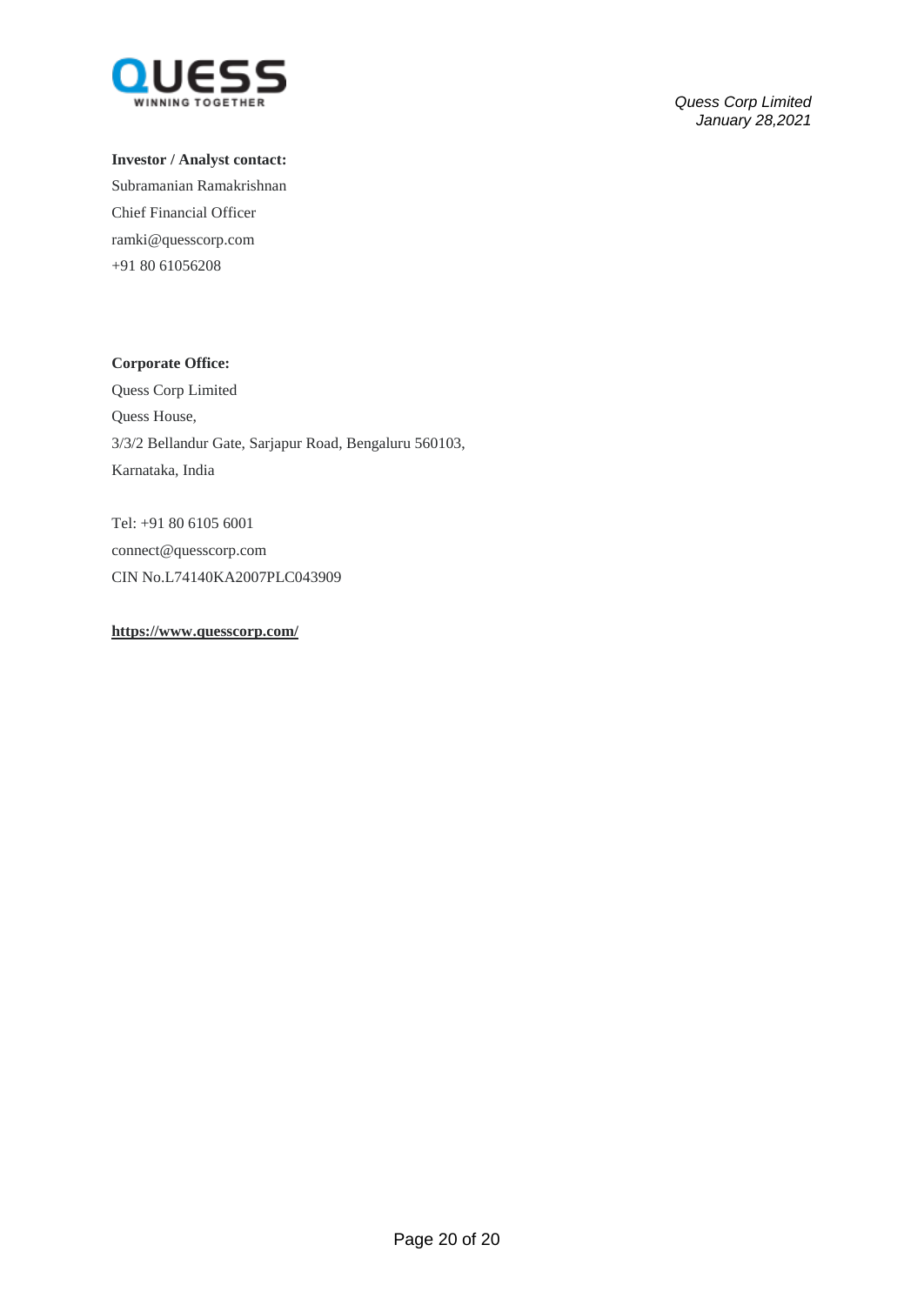*Quess Corp Limited*
*January 28,2021*

**Investor / Analyst contact:**

Subramanian Ramakrishnan
Chief Financial Officer
ramki@quesscorp.com
+91 80 61056208

**Corporate Office:**

Quess Corp Limited
Quess House,
3/3/2 Bellandur Gate, Sarjapur Road, Bengaluru 560103,
Karnataka, India

Tel: +91 80 6105 6001
connect@quesscorp.com
CIN No.L74140KA2007PLC043909

**https://www.quesscorp.com/**